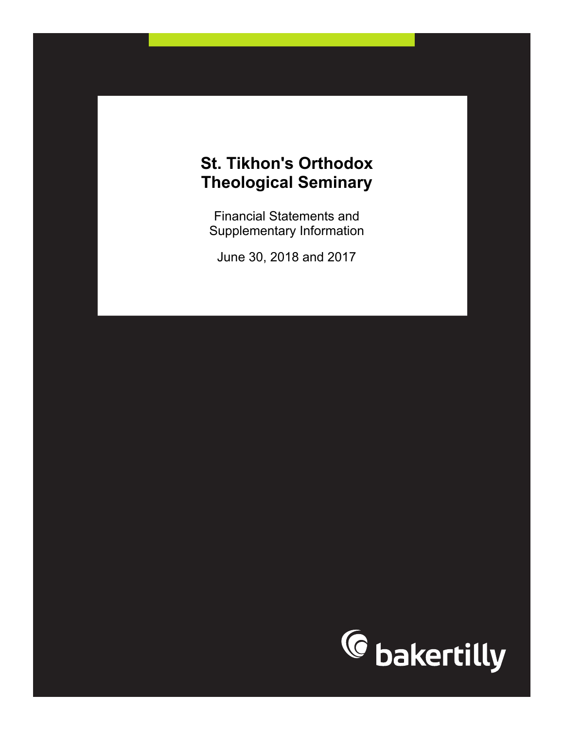# St. Tikhon's Orthodox Theological Seminary

Financial Statements and Supplementary Information

June 30, 2018 and 2017

bakertilly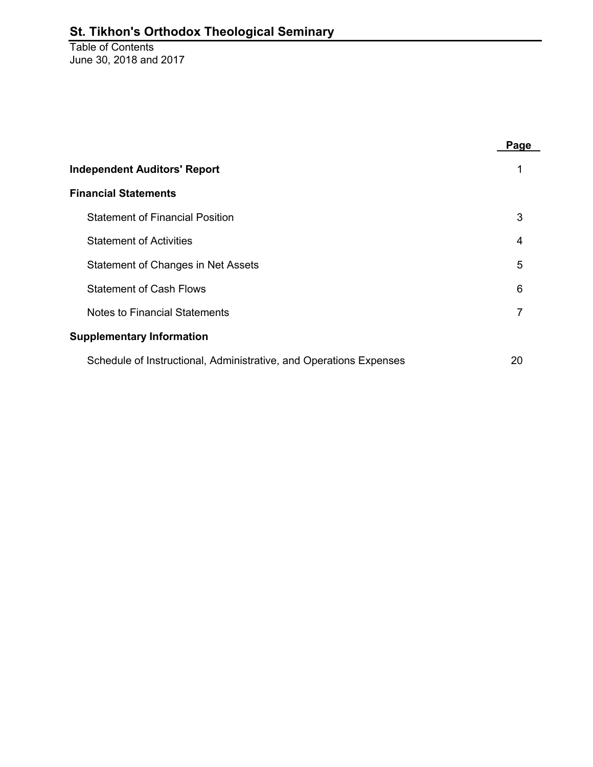# St. Tikhon's Orthodox Theological Seminary

Table of Contents
June 30, 2018 and 2017

| | Page |
|---|---|
| **Independent Auditors' Report** | 1 |
| **Financial Statements** | |
| Statement of Financial Position | 3 |
| Statement of Activities | 4 |
| Statement of Changes in Net Assets | 5 |
| Statement of Cash Flows | 6 |
| Notes to Financial Statements | 7 |
| **Supplementary Information** | |
| Schedule of Instructional, Administrative, and Operations Expenses | 20 |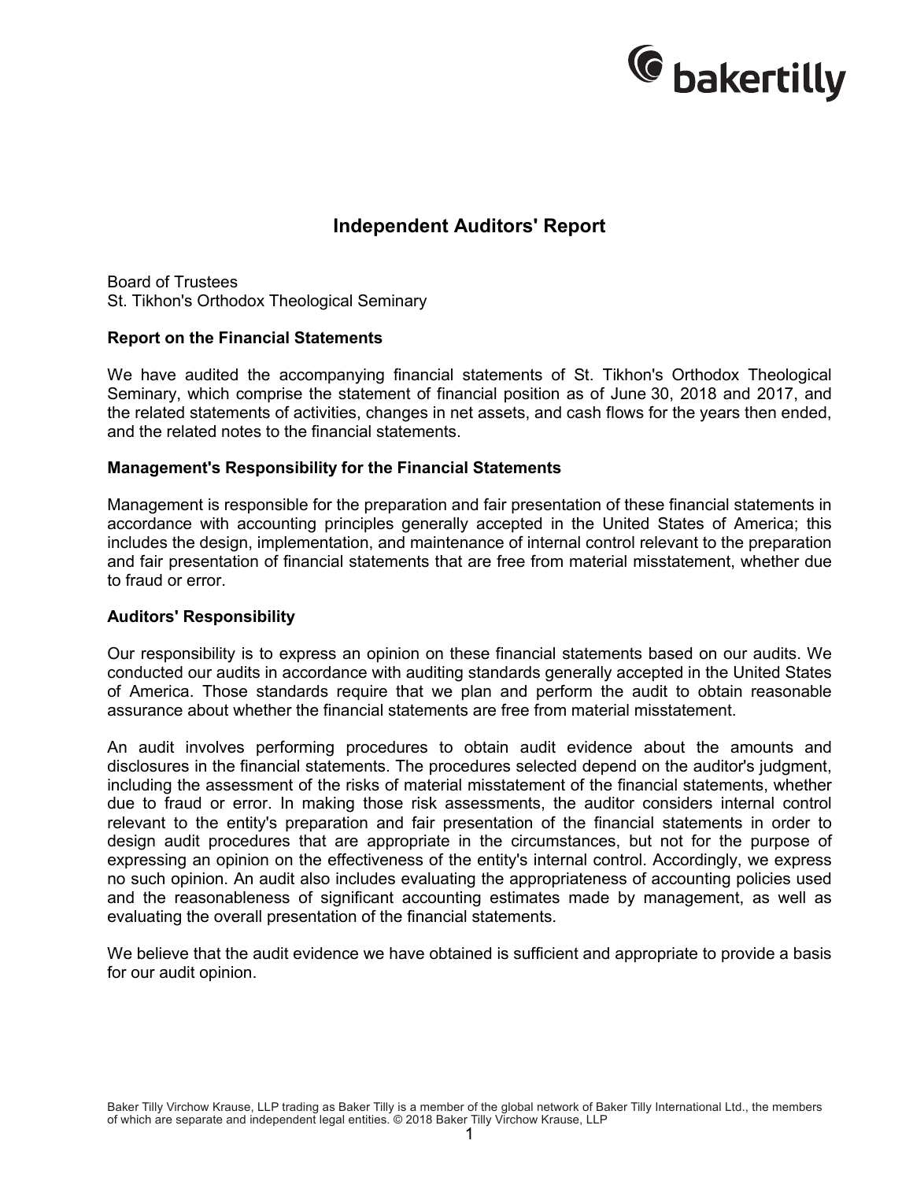# Independent Auditors' Report

Board of Trustees
St. Tikhon's Orthodox Theological Seminary

### Report on the Financial Statements

We have audited the accompanying financial statements of St. Tikhon's Orthodox Theological Seminary, which comprise the statement of financial position as of June 30, 2018 and 2017, and the related statements of activities, changes in net assets, and cash flows for the years then ended, and the related notes to the financial statements.

### Management's Responsibility for the Financial Statements

Management is responsible for the preparation and fair presentation of these financial statements in accordance with accounting principles generally accepted in the United States of America; this includes the design, implementation, and maintenance of internal control relevant to the preparation and fair presentation of financial statements that are free from material misstatement, whether due to fraud or error.

### Auditors' Responsibility

Our responsibility is to express an opinion on these financial statements based on our audits. We conducted our audits in accordance with auditing standards generally accepted in the United States of America. Those standards require that we plan and perform the audit to obtain reasonable assurance about whether the financial statements are free from material misstatement.

An audit involves performing procedures to obtain audit evidence about the amounts and disclosures in the financial statements. The procedures selected depend on the auditor's judgment, including the assessment of the risks of material misstatement of the financial statements, whether due to fraud or error. In making those risk assessments, the auditor considers internal control relevant to the entity's preparation and fair presentation of the financial statements in order to design audit procedures that are appropriate in the circumstances, but not for the purpose of expressing an opinion on the effectiveness of the entity's internal control. Accordingly, we express no such opinion. An audit also includes evaluating the appropriateness of accounting policies used and the reasonableness of significant accounting estimates made by management, as well as evaluating the overall presentation of the financial statements.

We believe that the audit evidence we have obtained is sufficient and appropriate to provide a basis for our audit opinion.

Baker Tilly Virchow Krause, LLP trading as Baker Tilly is a member of the global network of Baker Tilly International Ltd., the members of which are separate and independent legal entities. © 2018 Baker Tilly Virchow Krause, LLP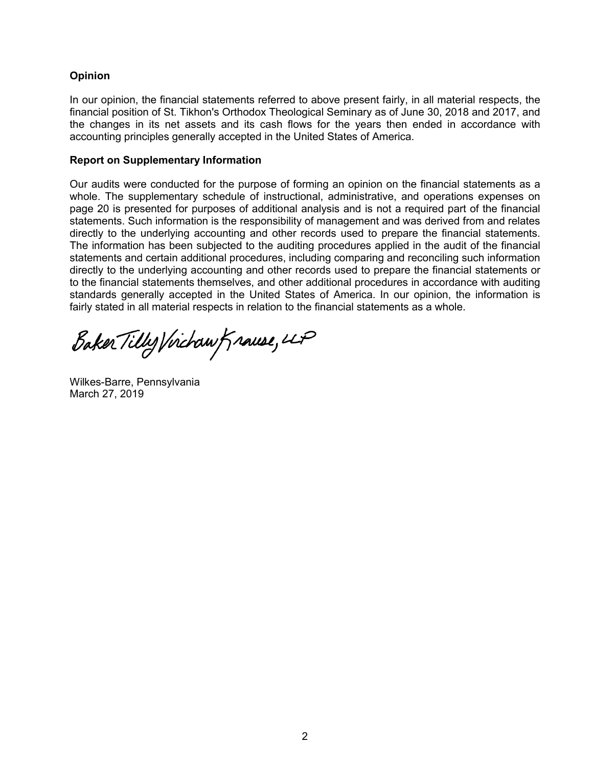## Opinion

In our opinion, the financial statements referred to above present fairly, in all material respects, the financial position of St. Tikhon's Orthodox Theological Seminary as of June 30, 2018 and 2017, and the changes in its net assets and its cash flows for the years then ended in accordance with accounting principles generally accepted in the United States of America.

## Report on Supplementary Information

Our audits were conducted for the purpose of forming an opinion on the financial statements as a whole. The supplementary schedule of instructional, administrative, and operations expenses on page 20 is presented for purposes of additional analysis and is not a required part of the financial statements. Such information is the responsibility of management and was derived from and relates directly to the underlying accounting and other records used to prepare the financial statements. The information has been subjected to the auditing procedures applied in the audit of the financial statements and certain additional procedures, including comparing and reconciling such information directly to the underlying accounting and other records used to prepare the financial statements or to the financial statements themselves, and other additional procedures in accordance with auditing standards generally accepted in the United States of America. In our opinion, the information is fairly stated in all material respects in relation to the financial statements as a whole.

Baker Tilly Virchow Krause, LLP

Wilkes-Barre, Pennsylvania
March 27, 2019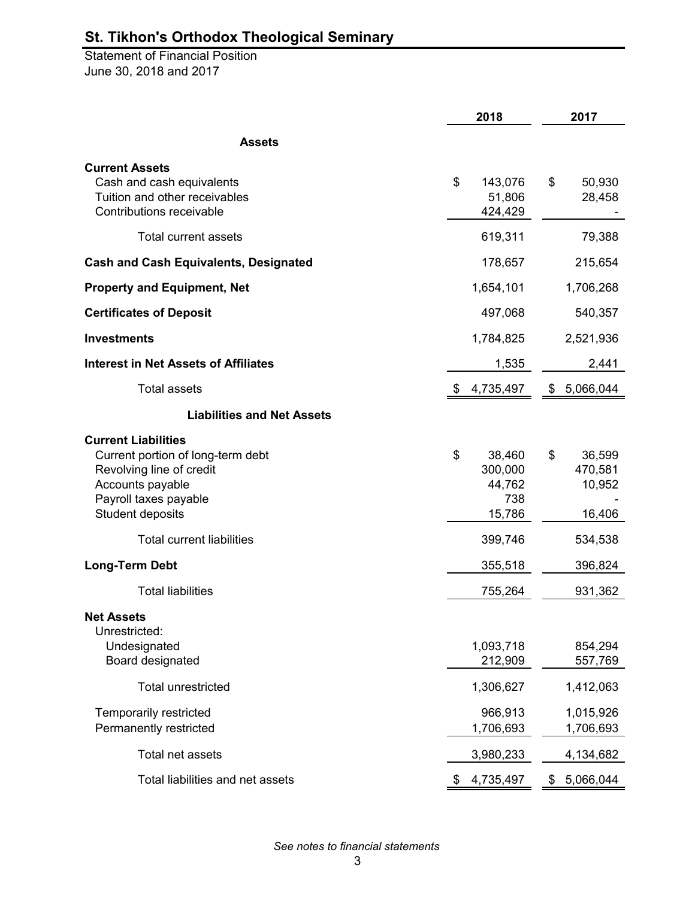# St. Tikhon's Orthodox Theological Seminary

Statement of Financial Position
June 30, 2018 and 2017

| | 2018 | 2017 |
|---|---|---|
| **Assets** | | |
| **Current Assets** | | |
| Cash and cash equivalents | $ 143,076 | $ 50,930 |
| Tuition and other receivables | 51,806 | 28,458 |
| Contributions receivable | 424,429 | - |
| Total current assets | 619,311 | 79,388 |
| **Cash and Cash Equivalents, Designated** | 178,657 | 215,654 |
| **Property and Equipment, Net** | 1,654,101 | 1,706,268 |
| **Certificates of Deposit** | 497,068 | 540,357 |
| **Investments** | 1,784,825 | 2,521,936 |
| **Interest in Net Assets of Affiliates** | 1,535 | 2,441 |
| Total assets | $ 4,735,497 | $ 5,066,044 |
| **Liabilities and Net Assets** | | |
| **Current Liabilities** | | |
| Current portion of long-term debt | $ 38,460 | $ 36,599 |
| Revolving line of credit | 300,000 | 470,581 |
| Accounts payable | 44,762 | 10,952 |
| Payroll taxes payable | 738 | - |
| Student deposits | 15,786 | 16,406 |
| Total current liabilities | 399,746 | 534,538 |
| **Long-Term Debt** | 355,518 | 396,824 |
| Total liabilities | 755,264 | 931,362 |
| **Net Assets** | | |
| Unrestricted: | | |
| Undesignated | 1,093,718 | 854,294 |
| Board designated | 212,909 | 557,769 |
| Total unrestricted | 1,306,627 | 1,412,063 |
| Temporarily restricted | 966,913 | 1,015,926 |
| Permanently restricted | 1,706,693 | 1,706,693 |
| Total net assets | 3,980,233 | 4,134,682 |
| Total liabilities and net assets | $ 4,735,497 | $ 5,066,044 |

*See notes to financial statements*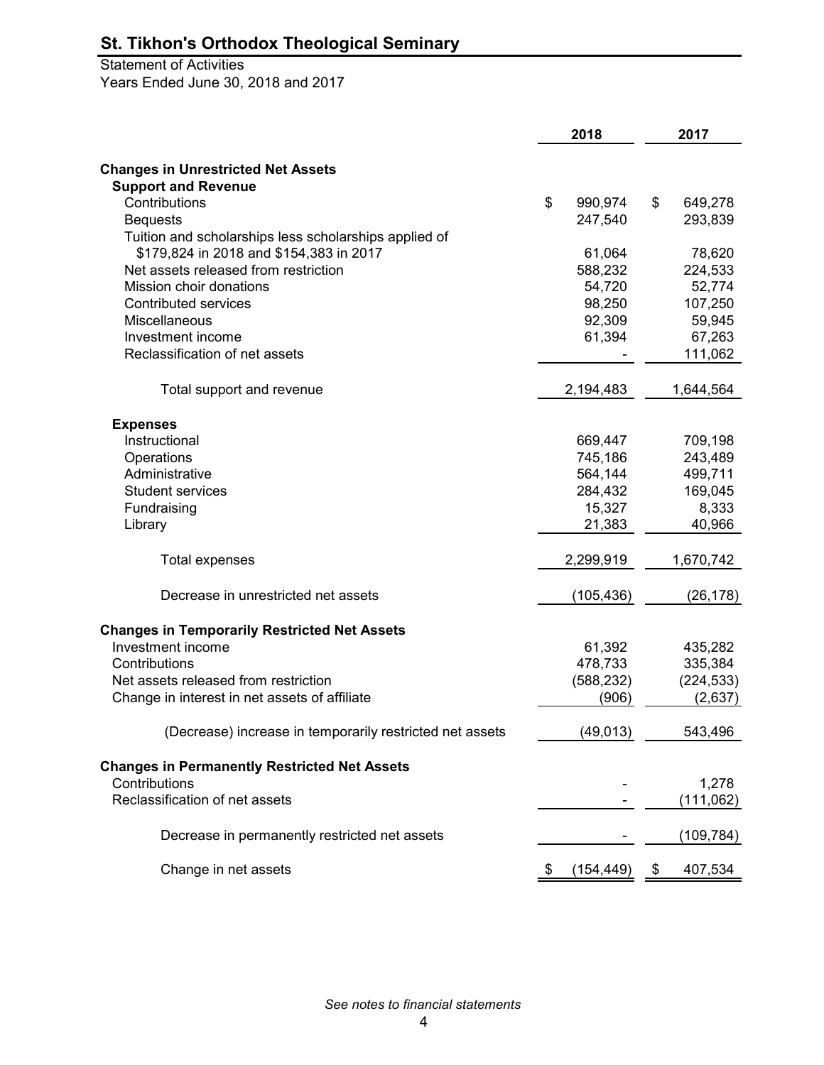# St. Tikhon's Orthodox Theological Seminary

Statement of Activities
Years Ended June 30, 2018 and 2017

| | 2018 | 2017 |
|---|---|---|
| **Changes in Unrestricted Net Assets** | | |
| **Support and Revenue** | | |
| Contributions | $ 990,974 | $ 649,278 |
| Bequests | 247,540 | 293,839 |
| Tuition and scholarships less scholarships applied of $179,824 in 2018 and $154,383 in 2017 | 61,064 | 78,620 |
| Net assets released from restriction | 588,232 | 224,533 |
| Mission choir donations | 54,720 | 52,774 |
| Contributed services | 98,250 | 107,250 |
| Miscellaneous | 92,309 | 59,945 |
| Investment income | 61,394 | 67,263 |
| Reclassification of net assets | - | 111,062 |
| Total support and revenue | 2,194,483 | 1,644,564 |
| **Expenses** | | |
| Instructional | 669,447 | 709,198 |
| Operations | 745,186 | 243,489 |
| Administrative | 564,144 | 499,711 |
| Student services | 284,432 | 169,045 |
| Fundraising | 15,327 | 8,333 |
| Library | 21,383 | 40,966 |
| Total expenses | 2,299,919 | 1,670,742 |
| Decrease in unrestricted net assets | (105,436) | (26,178) |
| **Changes in Temporarily Restricted Net Assets** | | |
| Investment income | 61,392 | 435,282 |
| Contributions | 478,733 | 335,384 |
| Net assets released from restriction | (588,232) | (224,533) |
| Change in interest in net assets of affiliate | (906) | (2,637) |
| (Decrease) increase in temporarily restricted net assets | (49,013) | 543,496 |
| **Changes in Permanently Restricted Net Assets** | | |
| Contributions | - | 1,278 |
| Reclassification of net assets | - | (111,062) |
| Decrease in permanently restricted net assets | - | (109,784) |
| Change in net assets | $ (154,449) | $ 407,534 |

*See notes to financial statements*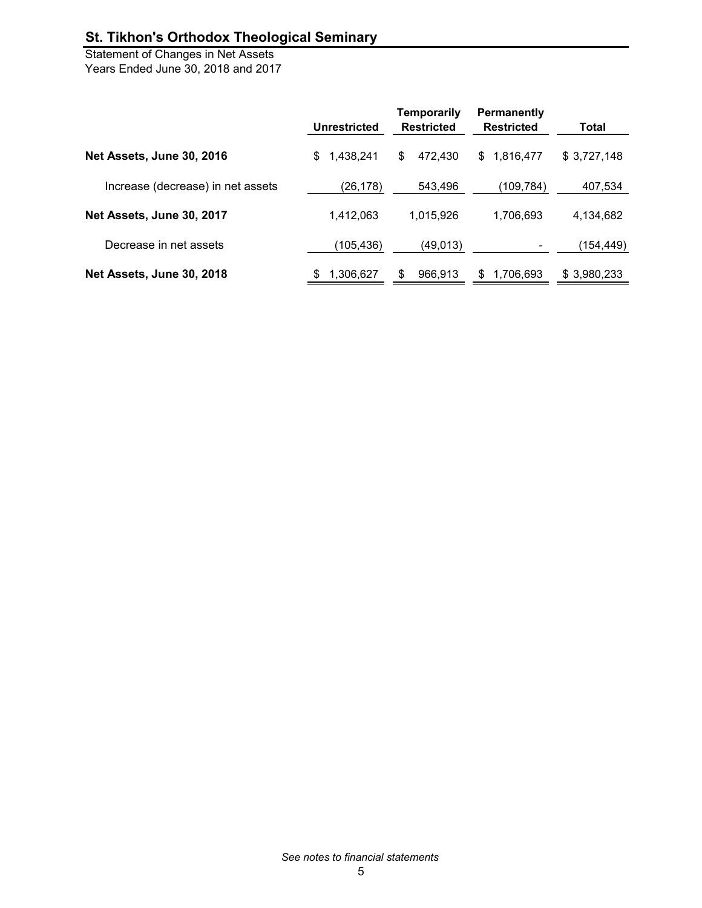## St. Tikhon's Orthodox Theological Seminary

Statement of Changes in Net Assets
Years Ended June 30, 2018 and 2017

| | Unrestricted | Temporarily Restricted | Permanently Restricted | Total |
|---|---|---|---|---|
| **Net Assets, June 30, 2016** | $ 1,438,241 | $ 472,430 | $ 1,816,477 | $ 3,727,148 |
| Increase (decrease) in net assets | (26,178) | 543,496 | (109,784) | 407,534 |
| **Net Assets, June 30, 2017** | 1,412,063 | 1,015,926 | 1,706,693 | 4,134,682 |
| Decrease in net assets | (105,436) | (49,013) | - | (154,449) |
| **Net Assets, June 30, 2018** | $ 1,306,627 | $ 966,913 | $ 1,706,693 | $ 3,980,233 |

*See notes to financial statements*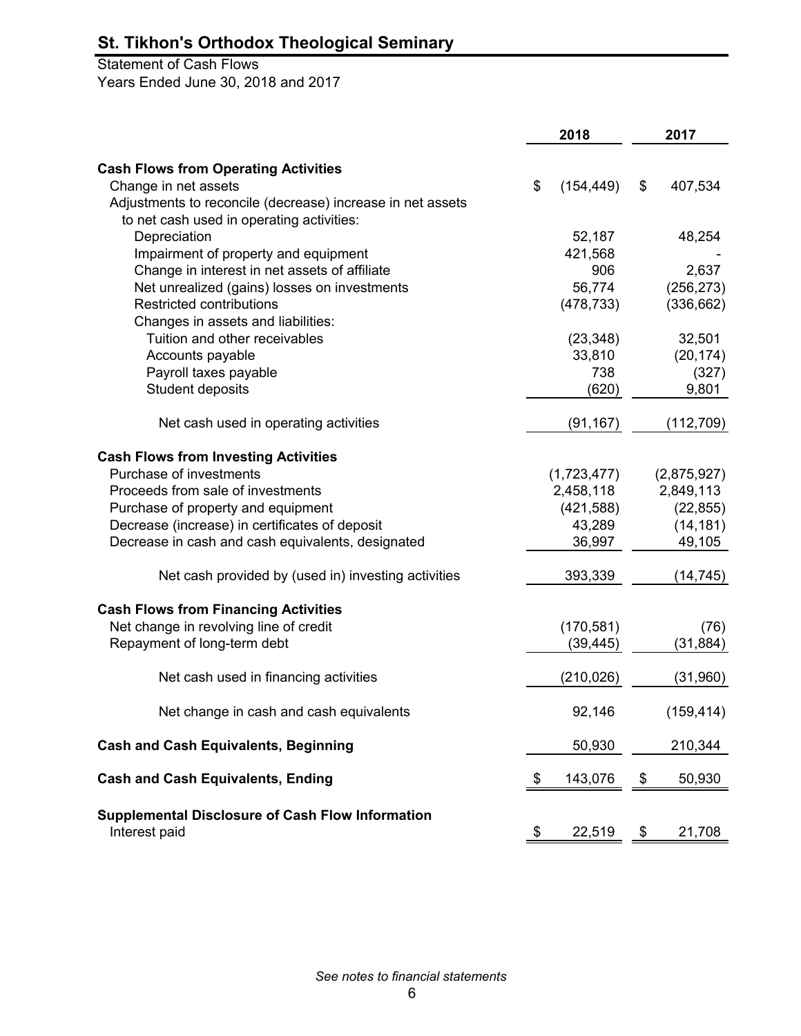# St. Tikhon's Orthodox Theological Seminary

Statement of Cash Flows
Years Ended June 30, 2018 and 2017

| | 2018 | 2017 |
|---|---|---|
| **Cash Flows from Operating Activities** | | |
| Change in net assets | $ (154,449) | $ 407,534 |
| Adjustments to reconcile (decrease) increase in net assets to net cash used in operating activities: | | |
| Depreciation | 52,187 | 48,254 |
| Impairment of property and equipment | 421,568 | - |
| Change in interest in net assets of affiliate | 906 | 2,637 |
| Net unrealized (gains) losses on investments | 56,774 | (256,273) |
| Restricted contributions | (478,733) | (336,662) |
| Changes in assets and liabilities: | | |
| Tuition and other receivables | (23,348) | 32,501 |
| Accounts payable | 33,810 | (20,174) |
| Payroll taxes payable | 738 | (327) |
| Student deposits | (620) | 9,801 |
| Net cash used in operating activities | (91,167) | (112,709) |
| **Cash Flows from Investing Activities** | | |
| Purchase of investments | (1,723,477) | (2,875,927) |
| Proceeds from sale of investments | 2,458,118 | 2,849,113 |
| Purchase of property and equipment | (421,588) | (22,855) |
| Decrease (increase) in certificates of deposit | 43,289 | (14,181) |
| Decrease in cash and cash equivalents, designated | 36,997 | 49,105 |
| Net cash provided by (used in) investing activities | 393,339 | (14,745) |
| **Cash Flows from Financing Activities** | | |
| Net change in revolving line of credit | (170,581) | (76) |
| Repayment of long-term debt | (39,445) | (31,884) |
| Net cash used in financing activities | (210,026) | (31,960) |
| Net change in cash and cash equivalents | 92,146 | (159,414) |
| **Cash and Cash Equivalents, Beginning** | 50,930 | 210,344 |
| **Cash and Cash Equivalents, Ending** | $ 143,076 | $ 50,930 |
| **Supplemental Disclosure of Cash Flow Information** | | |
| Interest paid | $ 22,519 | $ 21,708 |

*See notes to financial statements*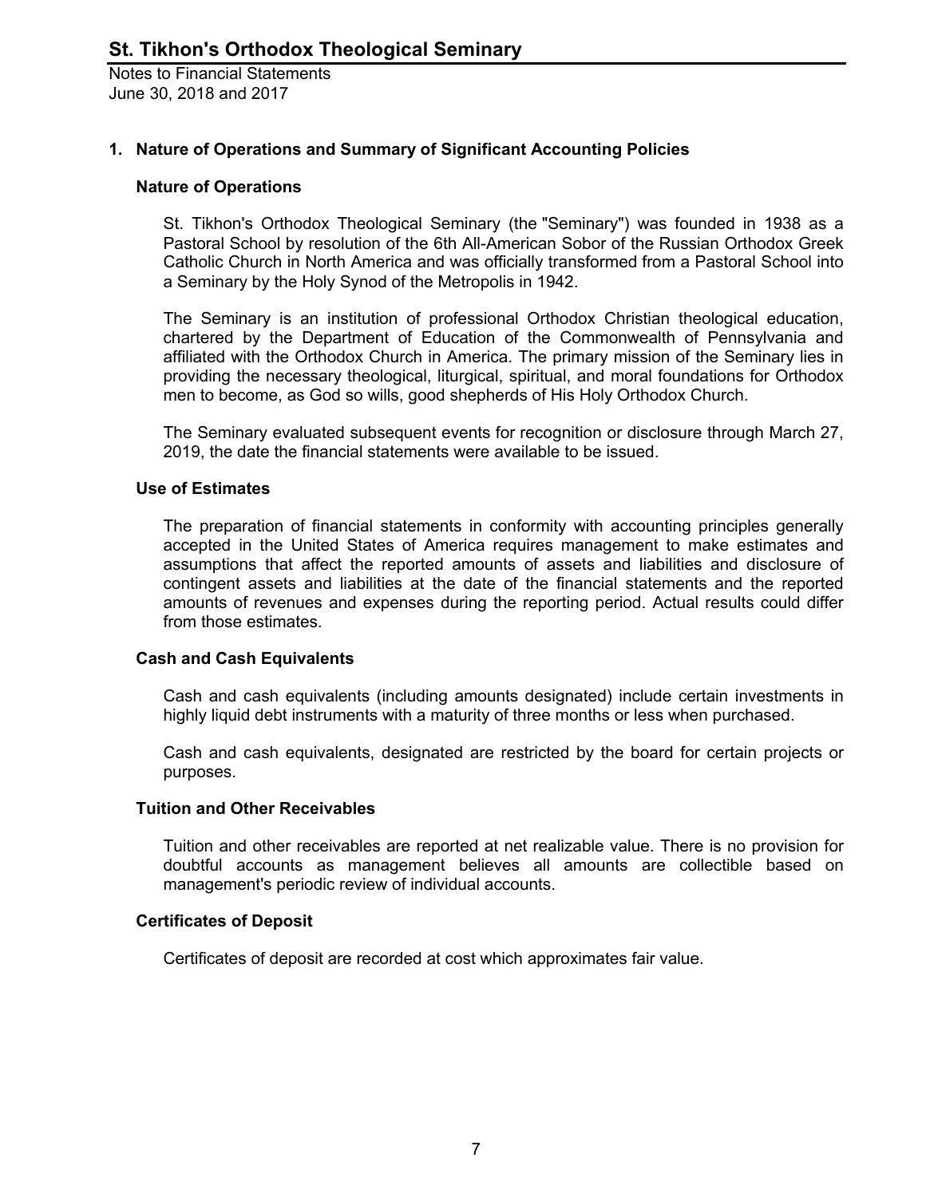# St. Tikhon's Orthodox Theological Seminary

Notes to Financial Statements
June 30, 2018 and 2017

## 1. Nature of Operations and Summary of Significant Accounting Policies

### Nature of Operations

St. Tikhon's Orthodox Theological Seminary (the "Seminary") was founded in 1938 as a Pastoral School by resolution of the 6th All-American Sobor of the Russian Orthodox Greek Catholic Church in North America and was officially transformed from a Pastoral School into a Seminary by the Holy Synod of the Metropolis in 1942.

The Seminary is an institution of professional Orthodox Christian theological education, chartered by the Department of Education of the Commonwealth of Pennsylvania and affiliated with the Orthodox Church in America. The primary mission of the Seminary lies in providing the necessary theological, liturgical, spiritual, and moral foundations for Orthodox men to become, as God so wills, good shepherds of His Holy Orthodox Church.

The Seminary evaluated subsequent events for recognition or disclosure through March 27, 2019, the date the financial statements were available to be issued.

### Use of Estimates

The preparation of financial statements in conformity with accounting principles generally accepted in the United States of America requires management to make estimates and assumptions that affect the reported amounts of assets and liabilities and disclosure of contingent assets and liabilities at the date of the financial statements and the reported amounts of revenues and expenses during the reporting period. Actual results could differ from those estimates.

### Cash and Cash Equivalents

Cash and cash equivalents (including amounts designated) include certain investments in highly liquid debt instruments with a maturity of three months or less when purchased.

Cash and cash equivalents, designated are restricted by the board for certain projects or purposes.

### Tuition and Other Receivables

Tuition and other receivables are reported at net realizable value. There is no provision for doubtful accounts as management believes all amounts are collectible based on management's periodic review of individual accounts.

### Certificates of Deposit

Certificates of deposit are recorded at cost which approximates fair value.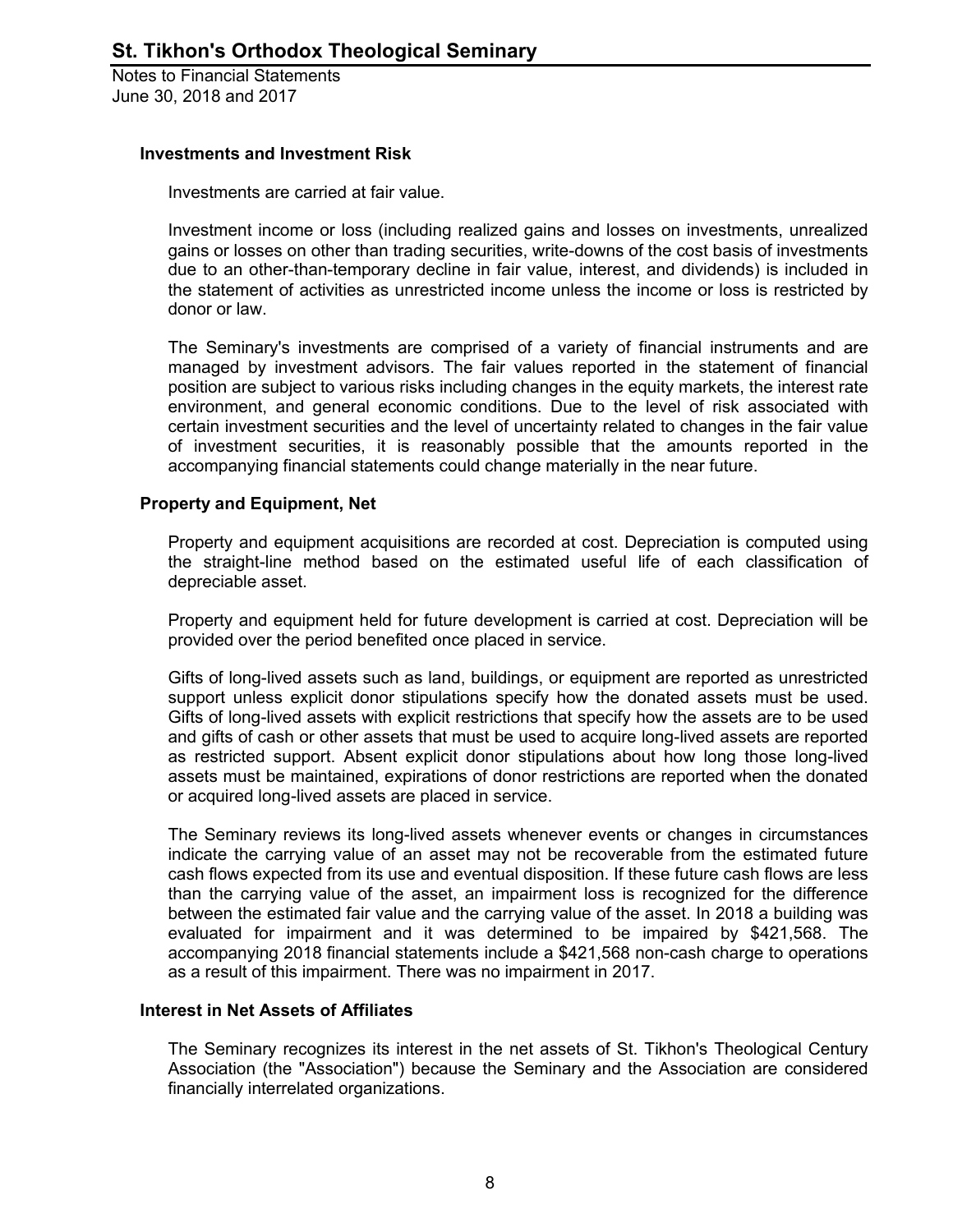### Investments and Investment Risk

Investments are carried at fair value.

Investment income or loss (including realized gains and losses on investments, unrealized gains or losses on other than trading securities, write-downs of the cost basis of investments due to an other-than-temporary decline in fair value, interest, and dividends) is included in the statement of activities as unrestricted income unless the income or loss is restricted by donor or law.

The Seminary's investments are comprised of a variety of financial instruments and are managed by investment advisors. The fair values reported in the statement of financial position are subject to various risks including changes in the equity markets, the interest rate environment, and general economic conditions. Due to the level of risk associated with certain investment securities and the level of uncertainty related to changes in the fair value of investment securities, it is reasonably possible that the amounts reported in the accompanying financial statements could change materially in the near future.

### Property and Equipment, Net

Property and equipment acquisitions are recorded at cost. Depreciation is computed using the straight-line method based on the estimated useful life of each classification of depreciable asset.

Property and equipment held for future development is carried at cost. Depreciation will be provided over the period benefited once placed in service.

Gifts of long-lived assets such as land, buildings, or equipment are reported as unrestricted support unless explicit donor stipulations specify how the donated assets must be used. Gifts of long-lived assets with explicit restrictions that specify how the assets are to be used and gifts of cash or other assets that must be used to acquire long-lived assets are reported as restricted support. Absent explicit donor stipulations about how long those long-lived assets must be maintained, expirations of donor restrictions are reported when the donated or acquired long-lived assets are placed in service.

The Seminary reviews its long-lived assets whenever events or changes in circumstances indicate the carrying value of an asset may not be recoverable from the estimated future cash flows expected from its use and eventual disposition. If these future cash flows are less than the carrying value of the asset, an impairment loss is recognized for the difference between the estimated fair value and the carrying value of the asset. In 2018 a building was evaluated for impairment and it was determined to be impaired by $421,568. The accompanying 2018 financial statements include a $421,568 non-cash charge to operations as a result of this impairment. There was no impairment in 2017.

### Interest in Net Assets of Affiliates

The Seminary recognizes its interest in the net assets of St. Tikhon's Theological Century Association (the "Association") because the Seminary and the Association are considered financially interrelated organizations.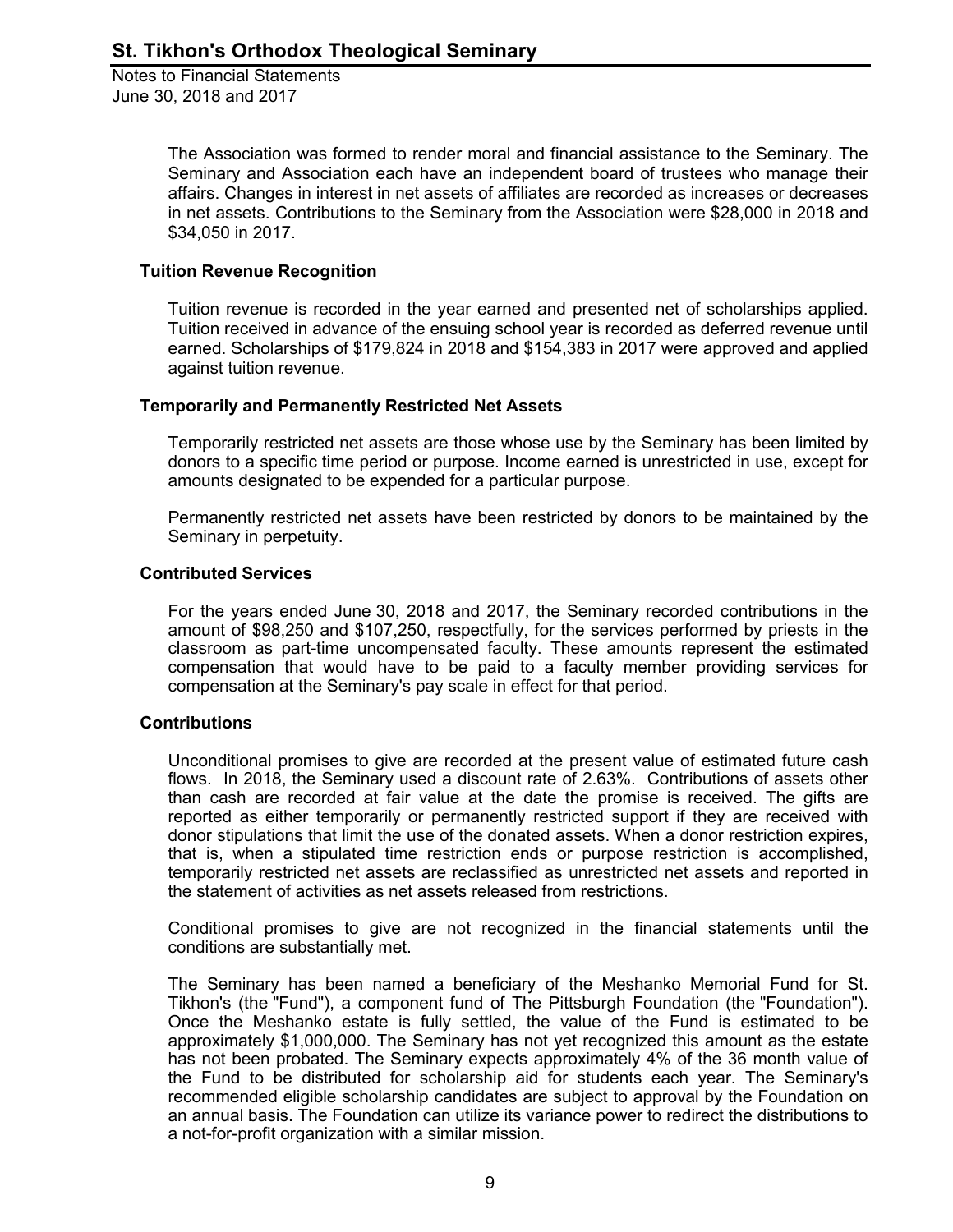The Association was formed to render moral and financial assistance to the Seminary. The Seminary and Association each have an independent board of trustees who manage their affairs. Changes in interest in net assets of affiliates are recorded as increases or decreases in net assets. Contributions to the Seminary from the Association were $28,000 in 2018 and $34,050 in 2017.

### Tuition Revenue Recognition

Tuition revenue is recorded in the year earned and presented net of scholarships applied. Tuition received in advance of the ensuing school year is recorded as deferred revenue until earned. Scholarships of $179,824 in 2018 and $154,383 in 2017 were approved and applied against tuition revenue.

### Temporarily and Permanently Restricted Net Assets

Temporarily restricted net assets are those whose use by the Seminary has been limited by donors to a specific time period or purpose. Income earned is unrestricted in use, except for amounts designated to be expended for a particular purpose.

Permanently restricted net assets have been restricted by donors to be maintained by the Seminary in perpetuity.

### Contributed Services

For the years ended June 30, 2018 and 2017, the Seminary recorded contributions in the amount of $98,250 and $107,250, respectfully, for the services performed by priests in the classroom as part-time uncompensated faculty. These amounts represent the estimated compensation that would have to be paid to a faculty member providing services for compensation at the Seminary's pay scale in effect for that period.

### Contributions

Unconditional promises to give are recorded at the present value of estimated future cash flows. In 2018, the Seminary used a discount rate of 2.63%. Contributions of assets other than cash are recorded at fair value at the date the promise is received. The gifts are reported as either temporarily or permanently restricted support if they are received with donor stipulations that limit the use of the donated assets. When a donor restriction expires, that is, when a stipulated time restriction ends or purpose restriction is accomplished, temporarily restricted net assets are reclassified as unrestricted net assets and reported in the statement of activities as net assets released from restrictions.

Conditional promises to give are not recognized in the financial statements until the conditions are substantially met.

The Seminary has been named a beneficiary of the Meshanko Memorial Fund for St. Tikhon's (the "Fund"), a component fund of The Pittsburgh Foundation (the "Foundation"). Once the Meshanko estate is fully settled, the value of the Fund is estimated to be approximately $1,000,000. The Seminary has not yet recognized this amount as the estate has not been probated. The Seminary expects approximately 4% of the 36 month value of the Fund to be distributed for scholarship aid for students each year. The Seminary's recommended eligible scholarship candidates are subject to approval by the Foundation on an annual basis. The Foundation can utilize its variance power to redirect the distributions to a not-for-profit organization with a similar mission.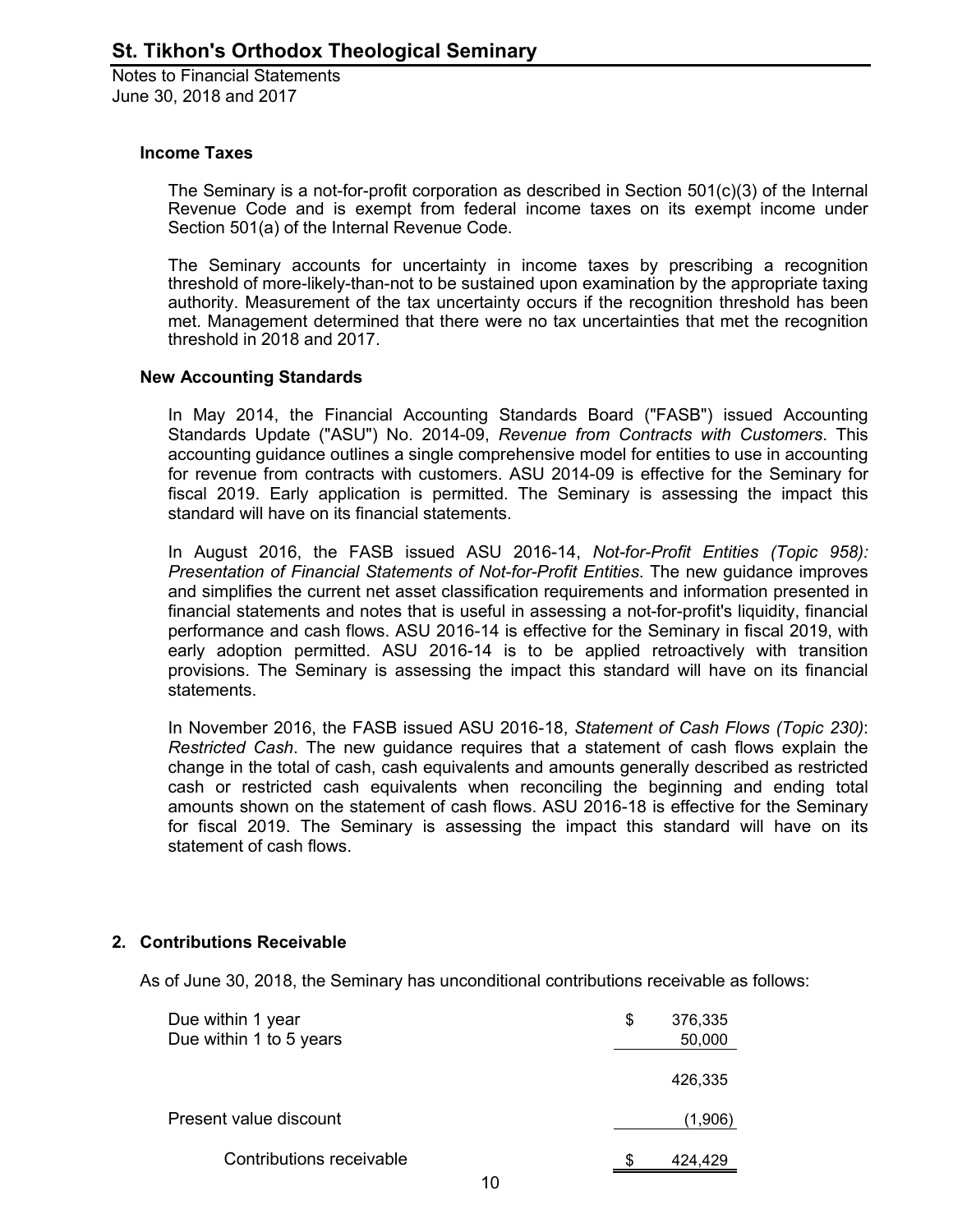### Income Taxes

The Seminary is a not-for-profit corporation as described in Section 501(c)(3) of the Internal Revenue Code and is exempt from federal income taxes on its exempt income under Section 501(a) of the Internal Revenue Code.

The Seminary accounts for uncertainty in income taxes by prescribing a recognition threshold of more-likely-than-not to be sustained upon examination by the appropriate taxing authority. Measurement of the tax uncertainty occurs if the recognition threshold has been met. Management determined that there were no tax uncertainties that met the recognition threshold in 2018 and 2017.

### New Accounting Standards

In May 2014, the Financial Accounting Standards Board ("FASB") issued Accounting Standards Update ("ASU") No. 2014-09, *Revenue from Contracts with Customers*. This accounting guidance outlines a single comprehensive model for entities to use in accounting for revenue from contracts with customers. ASU 2014-09 is effective for the Seminary for fiscal 2019. Early application is permitted. The Seminary is assessing the impact this standard will have on its financial statements.

In August 2016, the FASB issued ASU 2016-14, *Not-for-Profit Entities (Topic 958): Presentation of Financial Statements of Not-for-Profit Entities*. The new guidance improves and simplifies the current net asset classification requirements and information presented in financial statements and notes that is useful in assessing a not-for-profit's liquidity, financial performance and cash flows. ASU 2016-14 is effective for the Seminary in fiscal 2019, with early adoption permitted. ASU 2016-14 is to be applied retroactively with transition provisions. The Seminary is assessing the impact this standard will have on its financial statements.

In November 2016, the FASB issued ASU 2016-18, *Statement of Cash Flows (Topic 230)*: *Restricted Cash*. The new guidance requires that a statement of cash flows explain the change in the total of cash, cash equivalents and amounts generally described as restricted cash or restricted cash equivalents when reconciling the beginning and ending total amounts shown on the statement of cash flows. ASU 2016-18 is effective for the Seminary for fiscal 2019. The Seminary is assessing the impact this standard will have on its statement of cash flows.

## 2. Contributions Receivable

As of June 30, 2018, the Seminary has unconditional contributions receivable as follows:

| | |
|---|---|
| Due within 1 year | $ 376,335 |
| Due within 1 to 5 years | 50,000 |
| | 426,335 |
| Present value discount | (1,906) |
| Contributions receivable | $ 424,429 |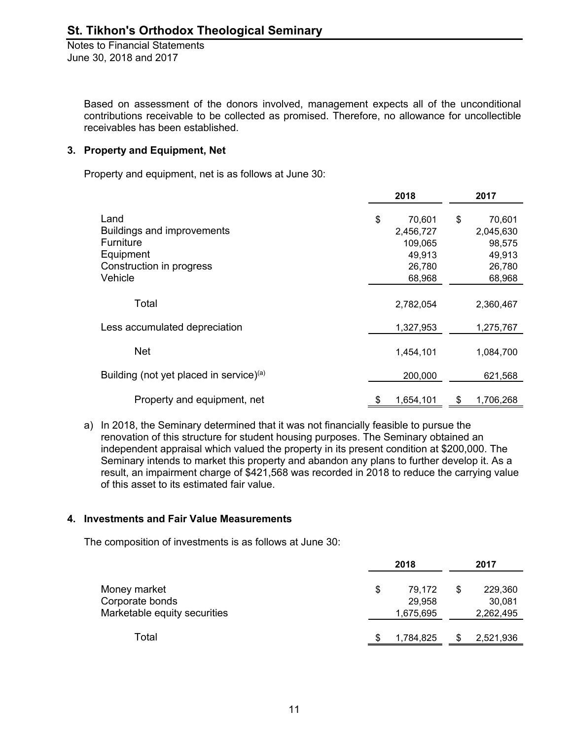Based on assessment of the donors involved, management expects all of the unconditional contributions receivable to be collected as promised. Therefore, no allowance for uncollectible receivables has been established.

### 3. Property and Equipment, Net

Property and equipment, net is as follows at June 30:

| | 2018 | 2017 |
|---|---|---|
| Land | $ 70,601 | $ 70,601 |
| Buildings and improvements | 2,456,727 | 2,045,630 |
| Furniture | 109,065 | 98,575 |
| Equipment | 49,913 | 49,913 |
| Construction in progress | 26,780 | 26,780 |
| Vehicle | 68,968 | 68,968 |
| Total | 2,782,054 | 2,360,467 |
| Less accumulated depreciation | 1,327,953 | 1,275,767 |
| Net | 1,454,101 | 1,084,700 |
| Building (not yet placed in service)[(a)] | 200,000 | 621,568 |
| Property and equipment, net | $ 1,654,101 | $ 1,706,268 |

a) In 2018, the Seminary determined that it was not financially feasible to pursue the renovation of this structure for student housing purposes. The Seminary obtained an independent appraisal which valued the property in its present condition at $200,000. The Seminary intends to market this property and abandon any plans to further develop it. As a result, an impairment charge of $421,568 was recorded in 2018 to reduce the carrying value of this asset to its estimated fair value.

### 4. Investments and Fair Value Measurements

The composition of investments is as follows at June 30:

| | 2018 | 2017 |
|---|---|---|
| Money market | $ 79,172 | $ 229,360 |
| Corporate bonds | 29,958 | 30,081 |
| Marketable equity securities | 1,675,695 | 2,262,495 |
| Total | $ 1,784,825 | $ 2,521,936 |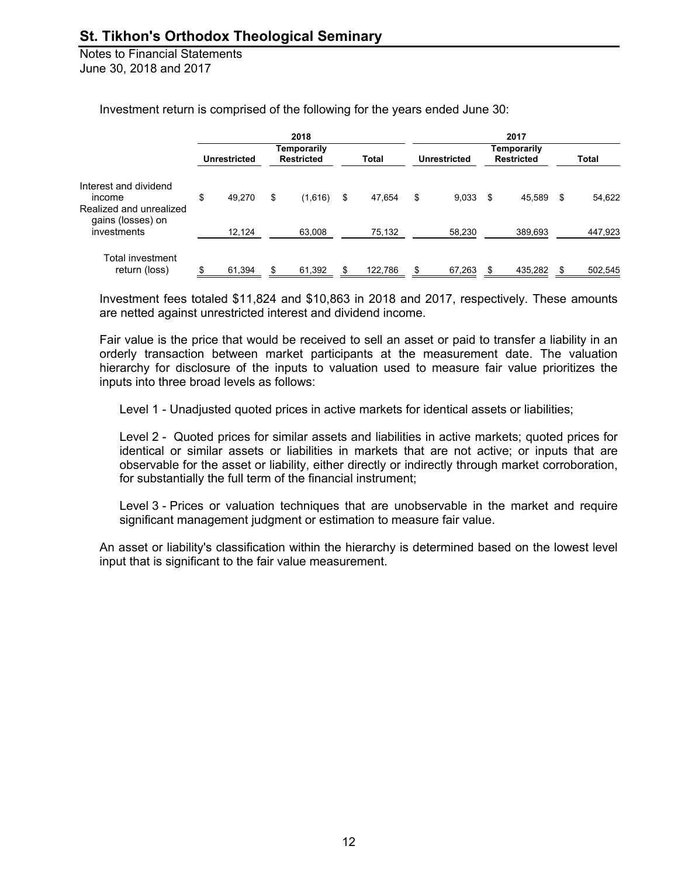Investment return is comprised of the following for the years ended June 30:

| | 2018 | | | 2017 | | |
|---|---|---|---|---|---|---|
| | Unrestricted | Temporarily Restricted | Total | Unrestricted | Temporarily Restricted | Total |
| Interest and dividend income | $ 49,270 | $ (1,616) | $ 47,654 | $ 9,033 | $ 45,589 | $ 54,622 |
| Realized and unrealized gains (losses) on investments | 12,124 | 63,008 | 75,132 | 58,230 | 389,693 | 447,923 |
| Total investment return (loss) | $ 61,394 | $ 61,392 | $ 122,786 | $ 67,263 | $ 435,282 | $ 502,545 |

Investment fees totaled $11,824 and $10,863 in 2018 and 2017, respectively. These amounts are netted against unrestricted interest and dividend income.

Fair value is the price that would be received to sell an asset or paid to transfer a liability in an orderly transaction between market participants at the measurement date. The valuation hierarchy for disclosure of the inputs to valuation used to measure fair value prioritizes the inputs into three broad levels as follows:

Level 1 - Unadjusted quoted prices in active markets for identical assets or liabilities;

Level 2 - Quoted prices for similar assets and liabilities in active markets; quoted prices for identical or similar assets or liabilities in markets that are not active; or inputs that are observable for the asset or liability, either directly or indirectly through market corroboration, for substantially the full term of the financial instrument;

Level 3 - Prices or valuation techniques that are unobservable in the market and require significant management judgment or estimation to measure fair value.

An asset or liability's classification within the hierarchy is determined based on the lowest level input that is significant to the fair value measurement.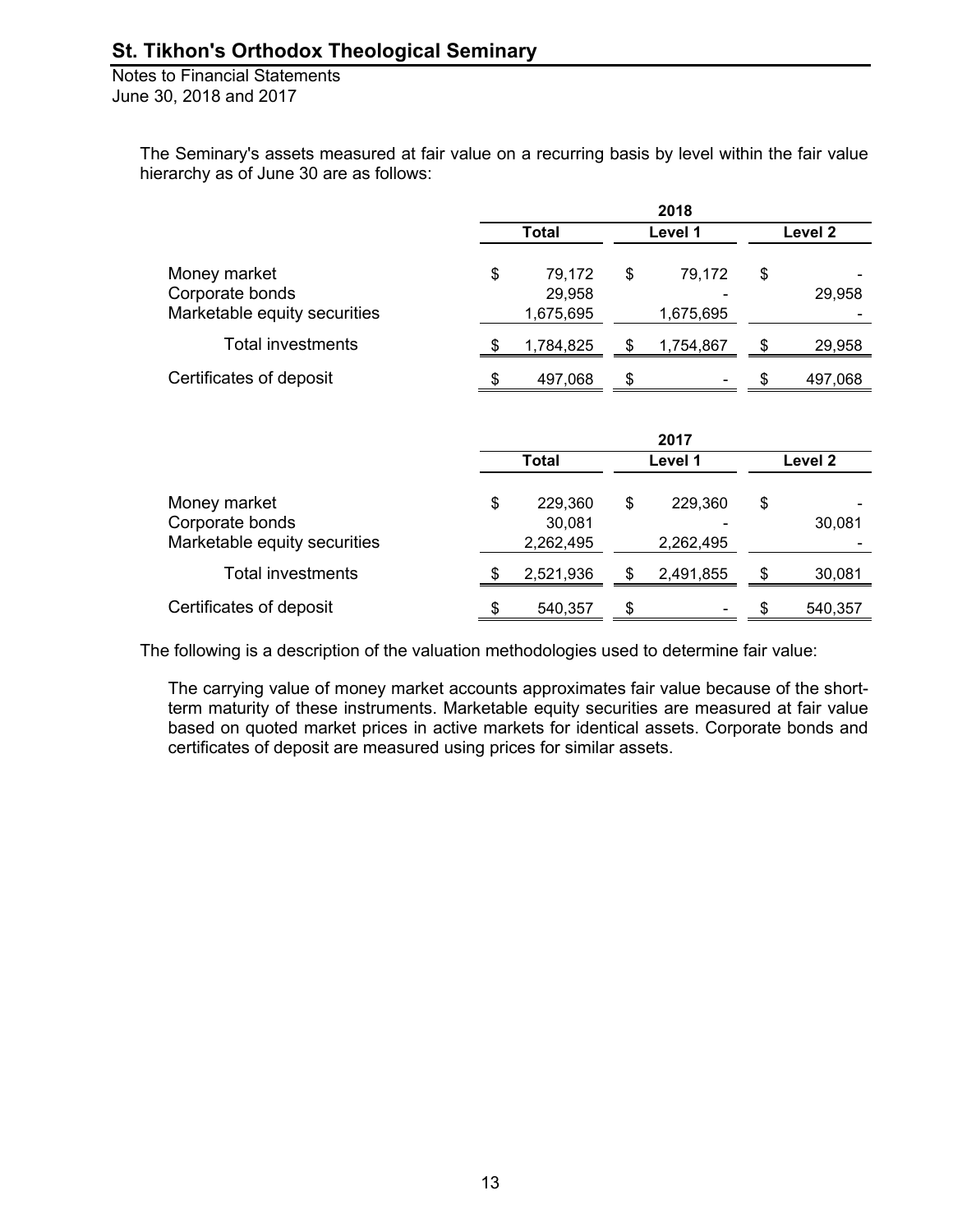The Seminary's assets measured at fair value on a recurring basis by level within the fair value hierarchy as of June 30 are as follows:

| | 2018 | | |
|---|---|---|---|
| | Total | Level 1 | Level 2 |
| Money market | $ 79,172 | $ 79,172 | $ - |
| Corporate bonds | 29,958 | - | 29,958 |
| Marketable equity securities | 1,675,695 | 1,675,695 | - |
| Total investments | $ 1,784,825 | $ 1,754,867 | $ 29,958 |
| Certificates of deposit | $ 497,068 | $ - | $ 497,068 |

| | 2017 | | |
|---|---|---|---|
| | Total | Level 1 | Level 2 |
| Money market | $ 229,360 | $ 229,360 | $ - |
| Corporate bonds | 30,081 | - | 30,081 |
| Marketable equity securities | 2,262,495 | 2,262,495 | - |
| Total investments | $ 2,521,936 | $ 2,491,855 | $ 30,081 |
| Certificates of deposit | $ 540,357 | $ - | $ 540,357 |

The following is a description of the valuation methodologies used to determine fair value:

The carrying value of money market accounts approximates fair value because of the short-term maturity of these instruments. Marketable equity securities are measured at fair value based on quoted market prices in active markets for identical assets. Corporate bonds and certificates of deposit are measured using prices for similar assets.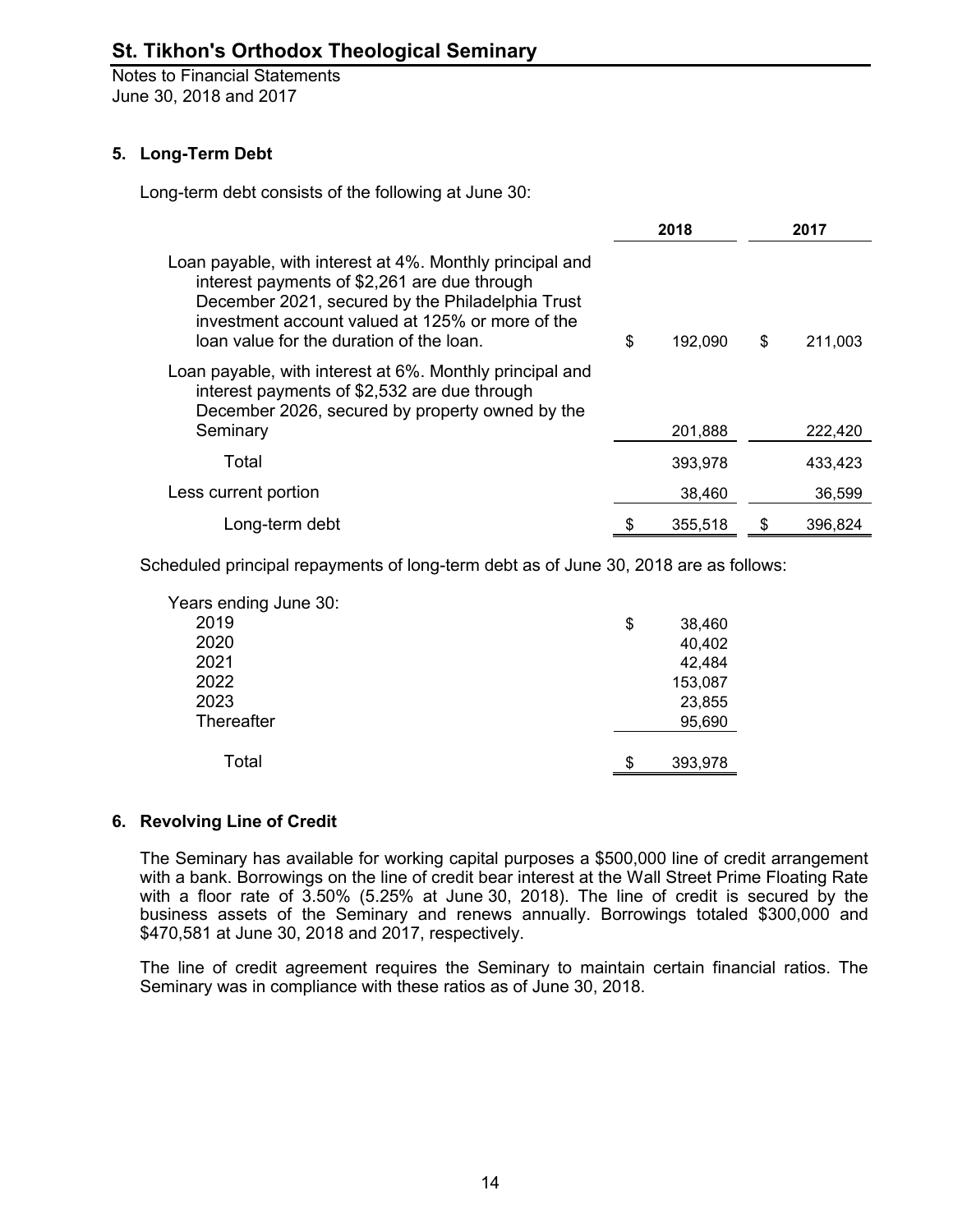# St. Tikhon's Orthodox Theological Seminary

Notes to Financial Statements
June 30, 2018 and 2017

## 5. Long-Term Debt

Long-term debt consists of the following at June 30:

| | 2018 | 2017 |
|---|---|---|
| Loan payable, with interest at 4%. Monthly principal and interest payments of $2,261 are due through December 2021, secured by the Philadelphia Trust investment account valued at 125% or more of the loan value for the duration of the loan. | $ 192,090 | $ 211,003 |
| Loan payable, with interest at 6%. Monthly principal and interest payments of $2,532 are due through December 2026, secured by property owned by the Seminary | 201,888 | 222,420 |
| Total | 393,978 | 433,423 |
| Less current portion | 38,460 | 36,599 |
| Long-term debt | $ 355,518 | $ 396,824 |

Scheduled principal repayments of long-term debt as of June 30, 2018 are as follows:

| Years ending June 30: | |
|---|---|
| 2019 | $ 38,460 |
| 2020 | 40,402 |
| 2021 | 42,484 |
| 2022 | 153,087 |
| 2023 | 23,855 |
| Thereafter | 95,690 |
| Total | $ 393,978 |

## 6. Revolving Line of Credit

The Seminary has available for working capital purposes a $500,000 line of credit arrangement with a bank. Borrowings on the line of credit bear interest at the Wall Street Prime Floating Rate with a floor rate of 3.50% (5.25% at June 30, 2018). The line of credit is secured by the business assets of the Seminary and renews annually. Borrowings totaled $300,000 and $470,581 at June 30, 2018 and 2017, respectively.

The line of credit agreement requires the Seminary to maintain certain financial ratios. The Seminary was in compliance with these ratios as of June 30, 2018.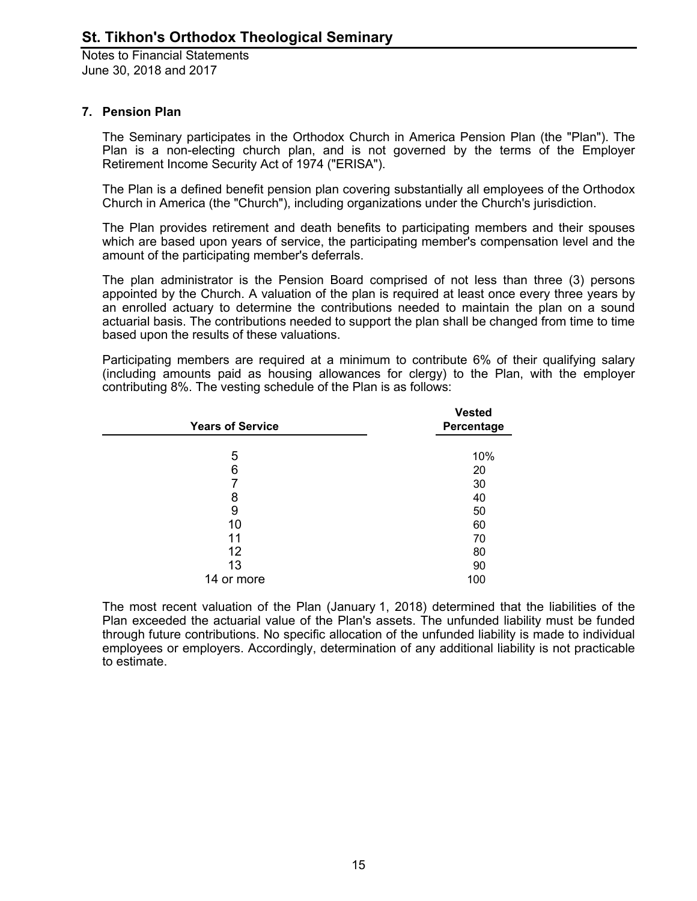## 7. Pension Plan

The Seminary participates in the Orthodox Church in America Pension Plan (the "Plan"). The Plan is a non-electing church plan, and is not governed by the terms of the Employer Retirement Income Security Act of 1974 ("ERISA").

The Plan is a defined benefit pension plan covering substantially all employees of the Orthodox Church in America (the "Church"), including organizations under the Church's jurisdiction.

The Plan provides retirement and death benefits to participating members and their spouses which are based upon years of service, the participating member's compensation level and the amount of the participating member's deferrals.

The plan administrator is the Pension Board comprised of not less than three (3) persons appointed by the Church. A valuation of the plan is required at least once every three years by an enrolled actuary to determine the contributions needed to maintain the plan on a sound actuarial basis. The contributions needed to support the plan shall be changed from time to time based upon the results of these valuations.

Participating members are required at a minimum to contribute 6% of their qualifying salary (including amounts paid as housing allowances for clergy) to the Plan, with the employer contributing 8%. The vesting schedule of the Plan is as follows:

| Years of Service | Vested Percentage |
|---|---|
| 5 | 10% |
| 6 | 20 |
| 7 | 30 |
| 8 | 40 |
| 9 | 50 |
| 10 | 60 |
| 11 | 70 |
| 12 | 80 |
| 13 | 90 |
| 14 or more | 100 |

The most recent valuation of the Plan (January 1, 2018) determined that the liabilities of the Plan exceeded the actuarial value of the Plan's assets. The unfunded liability must be funded through future contributions. No specific allocation of the unfunded liability is made to individual employees or employers. Accordingly, determination of any additional liability is not practicable to estimate.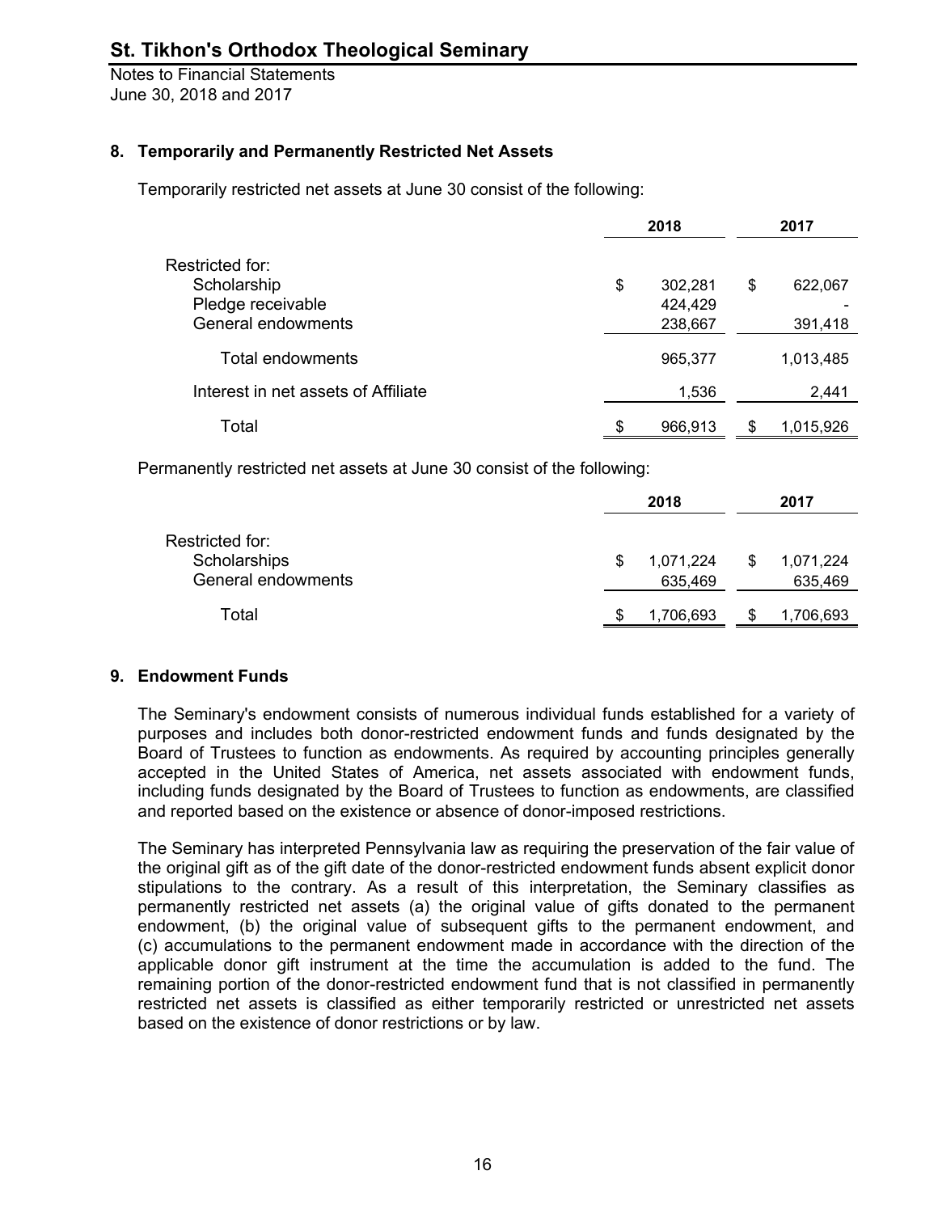## 8. Temporarily and Permanently Restricted Net Assets

Temporarily restricted net assets at June 30 consist of the following:

| | 2018 | 2017 |
|---|---|---|
| Restricted for: | | |
| Scholarship | $ 302,281 | $ 622,067 |
| Pledge receivable | 424,429 | - |
| General endowments | 238,667 | 391,418 |
| Total endowments | 965,377 | 1,013,485 |
| Interest in net assets of Affiliate | 1,536 | 2,441 |
| Total | $ 966,913 | $ 1,015,926 |

Permanently restricted net assets at June 30 consist of the following:

| | 2018 | 2017 |
|---|---|---|
| Restricted for: | | |
| Scholarships | $ 1,071,224 | $ 1,071,224 |
| General endowments | 635,469 | 635,469 |
| Total | $ 1,706,693 | $ 1,706,693 |

## 9. Endowment Funds

The Seminary's endowment consists of numerous individual funds established for a variety of purposes and includes both donor-restricted endowment funds and funds designated by the Board of Trustees to function as endowments. As required by accounting principles generally accepted in the United States of America, net assets associated with endowment funds, including funds designated by the Board of Trustees to function as endowments, are classified and reported based on the existence or absence of donor-imposed restrictions.

The Seminary has interpreted Pennsylvania law as requiring the preservation of the fair value of the original gift as of the gift date of the donor-restricted endowment funds absent explicit donor stipulations to the contrary. As a result of this interpretation, the Seminary classifies as permanently restricted net assets (a) the original value of gifts donated to the permanent endowment, (b) the original value of subsequent gifts to the permanent endowment, and (c) accumulations to the permanent endowment made in accordance with the direction of the applicable donor gift instrument at the time the accumulation is added to the fund. The remaining portion of the donor-restricted endowment fund that is not classified in permanently restricted net assets is classified as either temporarily restricted or unrestricted net assets based on the existence of donor restrictions or by law.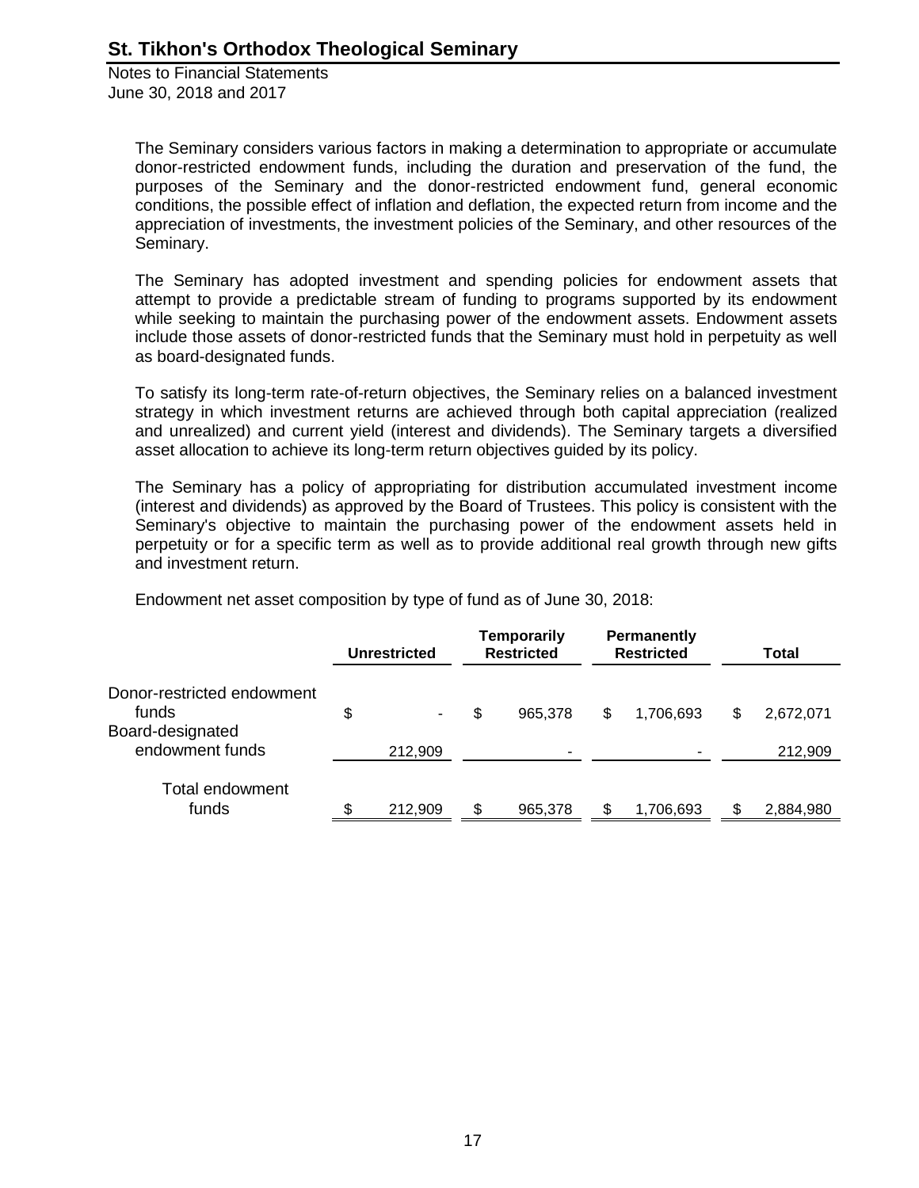The Seminary considers various factors in making a determination to appropriate or accumulate donor-restricted endowment funds, including the duration and preservation of the fund, the purposes of the Seminary and the donor-restricted endowment fund, general economic conditions, the possible effect of inflation and deflation, the expected return from income and the appreciation of investments, the investment policies of the Seminary, and other resources of the Seminary.

The Seminary has adopted investment and spending policies for endowment assets that attempt to provide a predictable stream of funding to programs supported by its endowment while seeking to maintain the purchasing power of the endowment assets. Endowment assets include those assets of donor-restricted funds that the Seminary must hold in perpetuity as well as board-designated funds.

To satisfy its long-term rate-of-return objectives, the Seminary relies on a balanced investment strategy in which investment returns are achieved through both capital appreciation (realized and unrealized) and current yield (interest and dividends). The Seminary targets a diversified asset allocation to achieve its long-term return objectives guided by its policy.

The Seminary has a policy of appropriating for distribution accumulated investment income (interest and dividends) as approved by the Board of Trustees. This policy is consistent with the Seminary's objective to maintain the purchasing power of the endowment assets held in perpetuity or for a specific term as well as to provide additional real growth through new gifts and investment return.

Endowment net asset composition by type of fund as of June 30, 2018:

| | Unrestricted | Temporarily Restricted | Permanently Restricted | Total |
|---|---|---|---|---|
| Donor-restricted endowment funds | $ - | $ 965,378 | $ 1,706,693 | $ 2,672,071 |
| Board-designated endowment funds | 212,909 | - | - | 212,909 |
| Total endowment funds | $ 212,909 | $ 965,378 | $ 1,706,693 | $ 2,884,980 |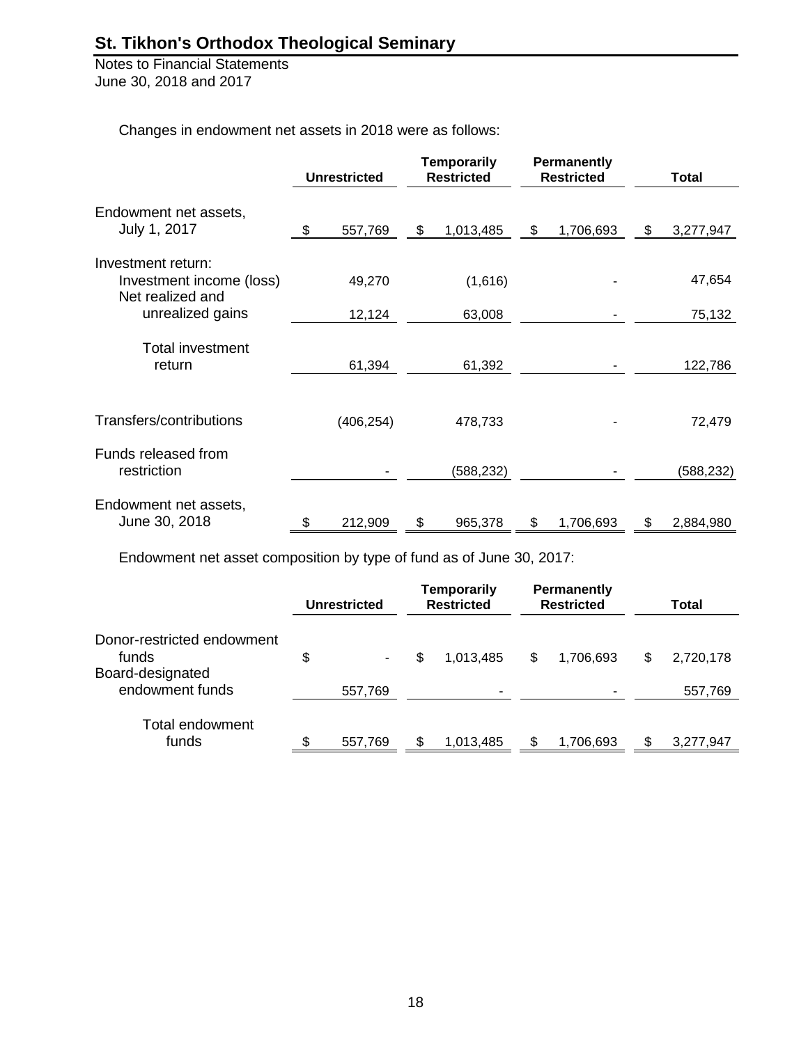Changes in endowment net assets in 2018 were as follows:

| | Unrestricted | Temporarily Restricted | Permanently Restricted | Total |
|---|---|---|---|---|
| Endowment net assets, July 1, 2017 | $ 557,769 | $ 1,013,485 | $ 1,706,693 | $ 3,277,947 |
| Investment return: | | | | |
| Investment income (loss) | 49,270 | (1,616) | - | 47,654 |
| Net realized and unrealized gains | 12,124 | 63,008 | - | 75,132 |
| Total investment return | 61,394 | 61,392 | - | 122,786 |
| Transfers/contributions | (406,254) | 478,733 | - | 72,479 |
| Funds released from restriction | - | (588,232) | - | (588,232) |
| Endowment net assets, June 30, 2018 | $ 212,909 | $ 965,378 | $ 1,706,693 | $ 2,884,980 |

Endowment net asset composition by type of fund as of June 30, 2017:

| | Unrestricted | Temporarily Restricted | Permanently Restricted | Total |
|---|---|---|---|---|
| Donor-restricted endowment funds | $ - | $ 1,013,485 | $ 1,706,693 | $ 2,720,178 |
| Board-designated endowment funds | 557,769 | - | - | 557,769 |
| Total endowment funds | $ 557,769 | $ 1,013,485 | $ 1,706,693 | $ 3,277,947 |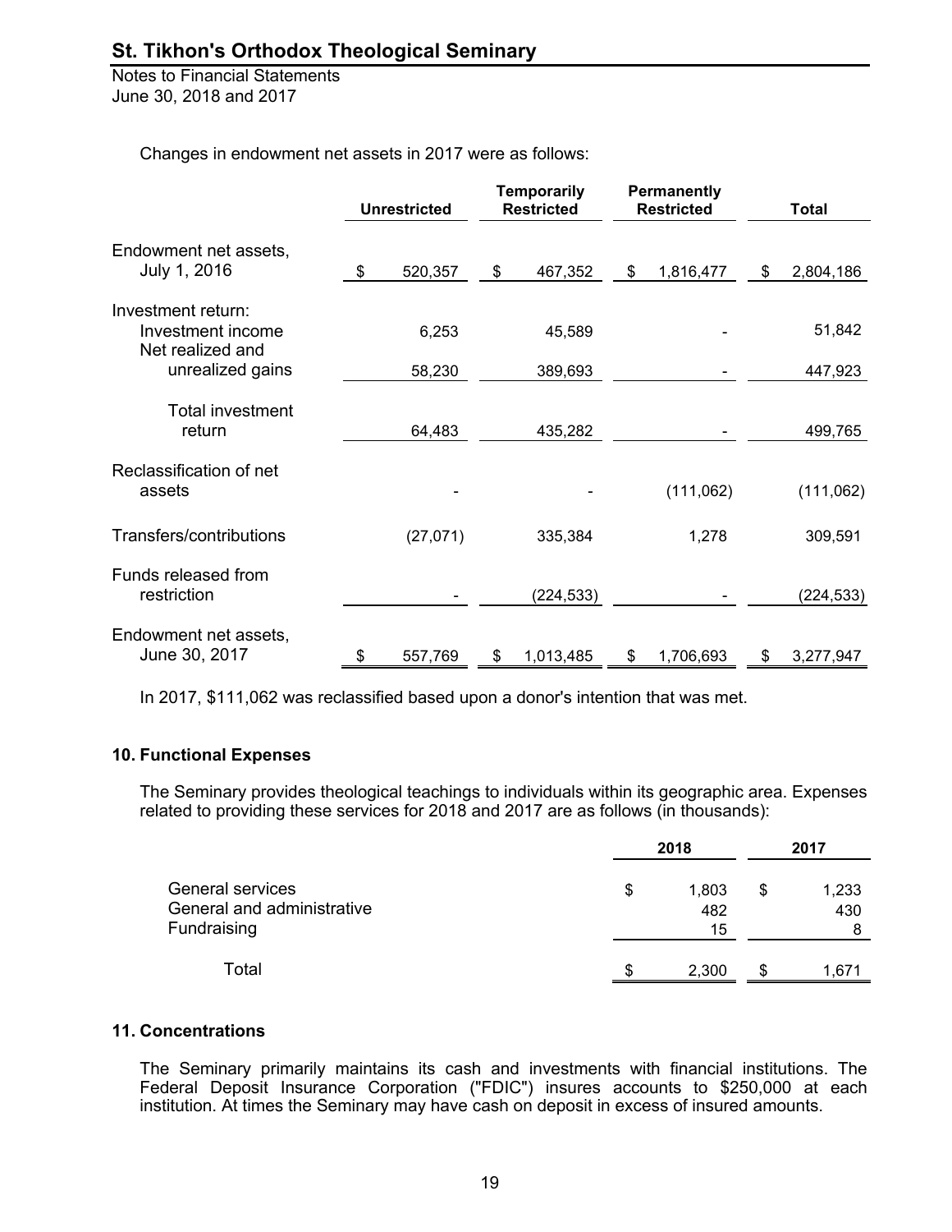Changes in endowment net assets in 2017 were as follows:

| | Unrestricted | Temporarily Restricted | Permanently Restricted | Total |
|---|---|---|---|---|
| Endowment net assets, July 1, 2016 | $ 520,357 | $ 467,352 | $ 1,816,477 | $ 2,804,186 |
| Investment return: | | | | |
| Investment income | 6,253 | 45,589 | - | 51,842 |
| Net realized and unrealized gains | 58,230 | 389,693 | - | 447,923 |
| Total investment return | 64,483 | 435,282 | - | 499,765 |
| Reclassification of net assets | - | - | (111,062) | (111,062) |
| Transfers/contributions | (27,071) | 335,384 | 1,278 | 309,591 |
| Funds released from restriction | - | (224,533) | - | (224,533) |
| Endowment net assets, June 30, 2017 | $ 557,769 | $ 1,013,485 | $ 1,706,693 | $ 3,277,947 |

In 2017, $111,062 was reclassified based upon a donor's intention that was met.

## 10. Functional Expenses

The Seminary provides theological teachings to individuals within its geographic area. Expenses related to providing these services for 2018 and 2017 are as follows (in thousands):

| | 2018 | 2017 |
|---|---|---|
| General services | $ 1,803 | $ 1,233 |
| General and administrative | 482 | 430 |
| Fundraising | 15 | 8 |
| Total | $ 2,300 | $ 1,671 |

## 11. Concentrations

The Seminary primarily maintains its cash and investments with financial institutions. The Federal Deposit Insurance Corporation ("FDIC") insures accounts to $250,000 at each institution. At times the Seminary may have cash on deposit in excess of insured amounts.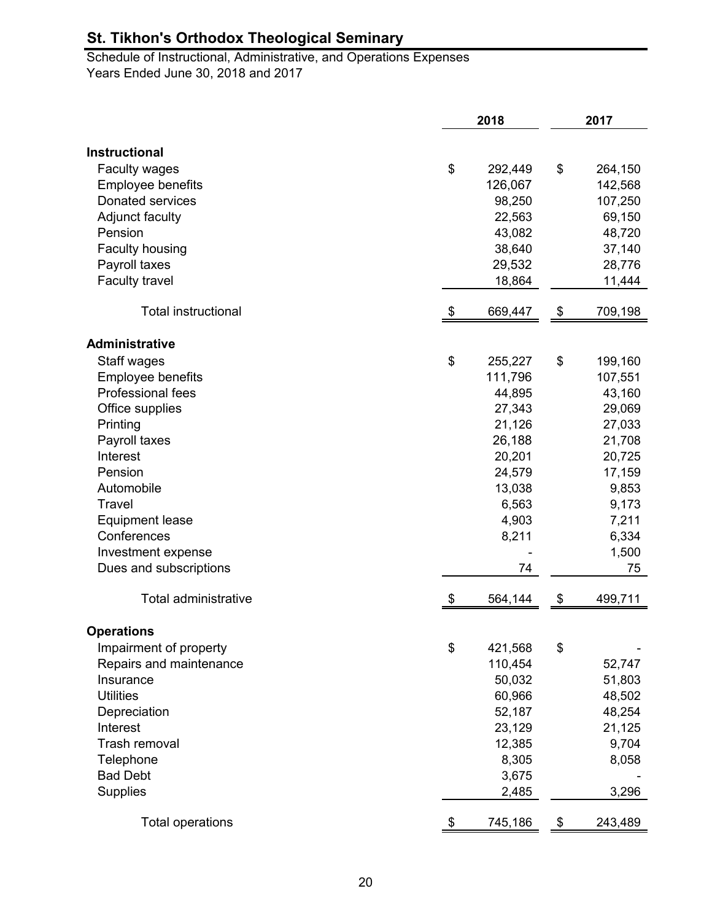## St. Tikhon's Orthodox Theological Seminary

Schedule of Instructional, Administrative, and Operations Expenses
Years Ended June 30, 2018 and 2017

| | 2018 | 2017 |
|---|---|---|
| **Instructional** | | |
| Faculty wages | $ 292,449 | $ 264,150 |
| Employee benefits | 126,067 | 142,568 |
| Donated services | 98,250 | 107,250 |
| Adjunct faculty | 22,563 | 69,150 |
| Pension | 43,082 | 48,720 |
| Faculty housing | 38,640 | 37,140 |
| Payroll taxes | 29,532 | 28,776 |
| Faculty travel | 18,864 | 11,444 |
| Total instructional | $ 669,447 | $ 709,198 |
| **Administrative** | | |
| Staff wages | $ 255,227 | $ 199,160 |
| Employee benefits | 111,796 | 107,551 |
| Professional fees | 44,895 | 43,160 |
| Office supplies | 27,343 | 29,069 |
| Printing | 21,126 | 27,033 |
| Payroll taxes | 26,188 | 21,708 |
| Interest | 20,201 | 20,725 |
| Pension | 24,579 | 17,159 |
| Automobile | 13,038 | 9,853 |
| Travel | 6,563 | 9,173 |
| Equipment lease | 4,903 | 7,211 |
| Conferences | 8,211 | 6,334 |
| Investment expense | - | 1,500 |
| Dues and subscriptions | 74 | 75 |
| Total administrative | $ 564,144 | $ 499,711 |
| **Operations** | | |
| Impairment of property | $ 421,568 | $ - |
| Repairs and maintenance | 110,454 | 52,747 |
| Insurance | 50,032 | 51,803 |
| Utilities | 60,966 | 48,502 |
| Depreciation | 52,187 | 48,254 |
| Interest | 23,129 | 21,125 |
| Trash removal | 12,385 | 9,704 |
| Telephone | 8,305 | 8,058 |
| Bad Debt | 3,675 | - |
| Supplies | 2,485 | 3,296 |
| Total operations | $ 745,186 | $ 243,489 |